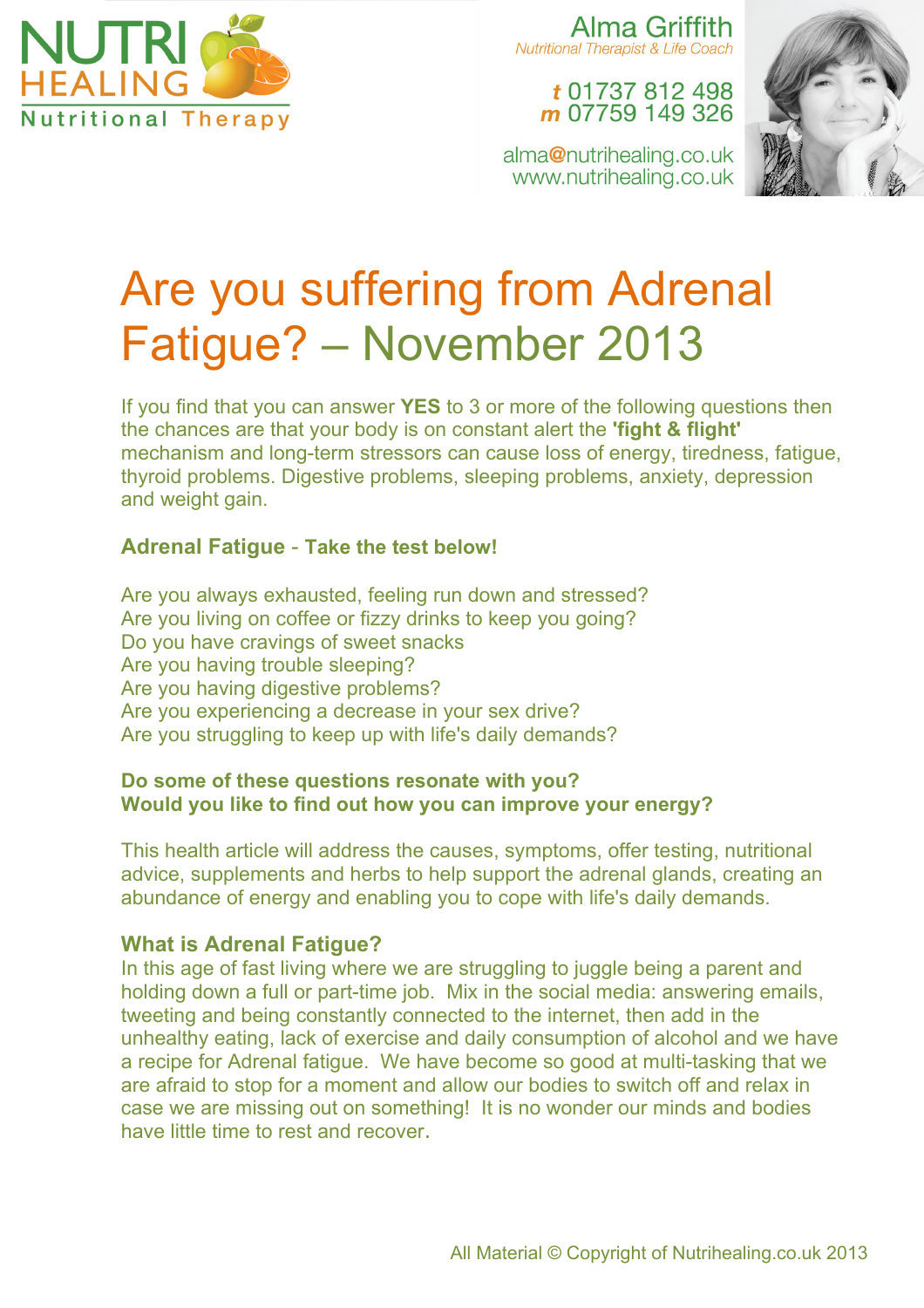NUTRI HEALING
Nutritional Therapy

Alma Griffith
*Nutritional Therapist & Life Coach*

***t*** 01737 812 498
***m*** 07759 149 326

alma@nutrihealing.co.uk
www.nutrihealing.co.uk

# Are you suffering from Adrenal Fatigue? – November 2013

If you find that you can answer **YES** to 3 or more of the following questions then the chances are that your body is on constant alert the **'fight & flight'** mechanism and long-term stressors can cause loss of energy, tiredness, fatigue, thyroid problems. Digestive problems, sleeping problems, anxiety, depression and weight gain.

### Adrenal Fatigue - Take the test below!

Are you always exhausted, feeling run down and stressed?
Are you living on coffee or fizzy drinks to keep you going?
Do you have cravings of sweet snacks
Are you having trouble sleeping?
Are you having digestive problems?
Are you experiencing a decrease in your sex drive?
Are you struggling to keep up with life's daily demands?

**Do some of these questions resonate with you?**
**Would you like to find out how you can improve your energy?**

This health article will address the causes, symptoms, offer testing, nutritional advice, supplements and herbs to help support the adrenal glands, creating an abundance of energy and enabling you to cope with life's daily demands.

### What is Adrenal Fatigue?

In this age of fast living where we are struggling to juggle being a parent and holding down a full or part-time job. Mix in the social media: answering emails, tweeting and being constantly connected to the internet, then add in the unhealthy eating, lack of exercise and daily consumption of alcohol and we have a recipe for Adrenal fatigue. We have become so good at multi-tasking that we are afraid to stop for a moment and allow our bodies to switch off and relax in case we are missing out on something! It is no wonder our minds and bodies have little time to rest and recover.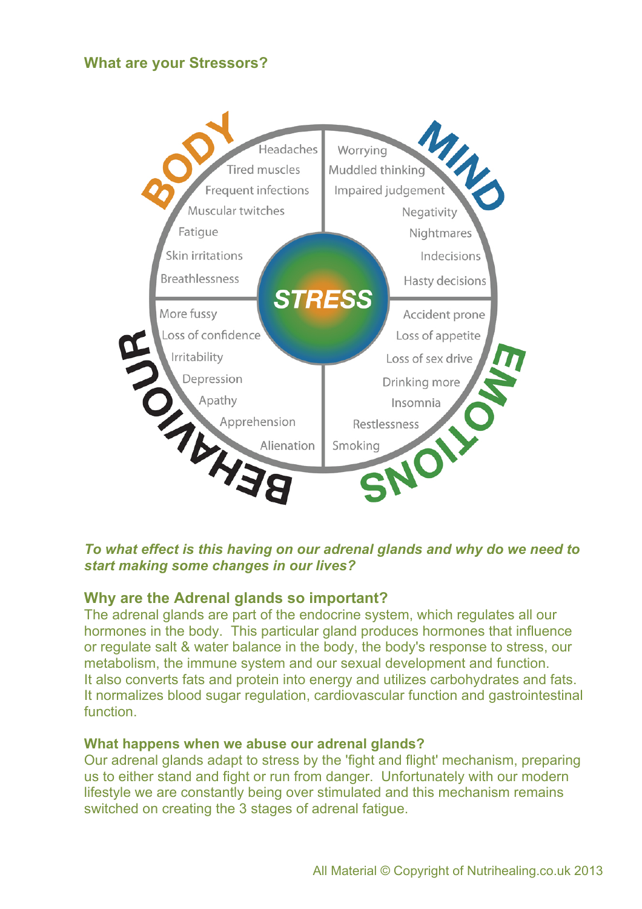### What are your Stressors?

**BODY**
- Headaches
- Tired muscles
- Frequent infections
- Muscular twitches
- Fatigue
- Skin irritations
- Breathlessness

**MIND**
- Worrying
- Muddled thinking
- Impaired judgement
- Negativity
- Nightmares
- Indecisions
- Hasty decisions

**BEHAVIOUR**
- More fussy
- Loss of confidence
- Irritability
- Depression
- Apathy
- Apprehension
- Alienation

**EMOTIONS**
- Accident prone
- Loss of appetite
- Loss of sex drive
- Drinking more
- Insomnia
- Restlessness
- Smoking

**STRESS**

***To what effect is this having on our adrenal glands and why do we need to start making some changes in our lives?***

### Why are the Adrenal glands so important?

The adrenal glands are part of the endocrine system, which regulates all our hormones in the body. This particular gland produces hormones that influence or regulate salt & water balance in the body, the body's response to stress, our metabolism, the immune system and our sexual development and function. It also converts fats and protein into energy and utilizes carbohydrates and fats. It normalizes blood sugar regulation, cardiovascular function and gastrointestinal function.

#### What happens when we abuse our adrenal glands?

Our adrenal glands adapt to stress by the 'fight and flight' mechanism, preparing us to either stand and fight or run from danger. Unfortunately with our modern lifestyle we are constantly being over stimulated and this mechanism remains switched on creating the 3 stages of adrenal fatigue.

All Material © Copyright of Nutrihealing.co.uk 2013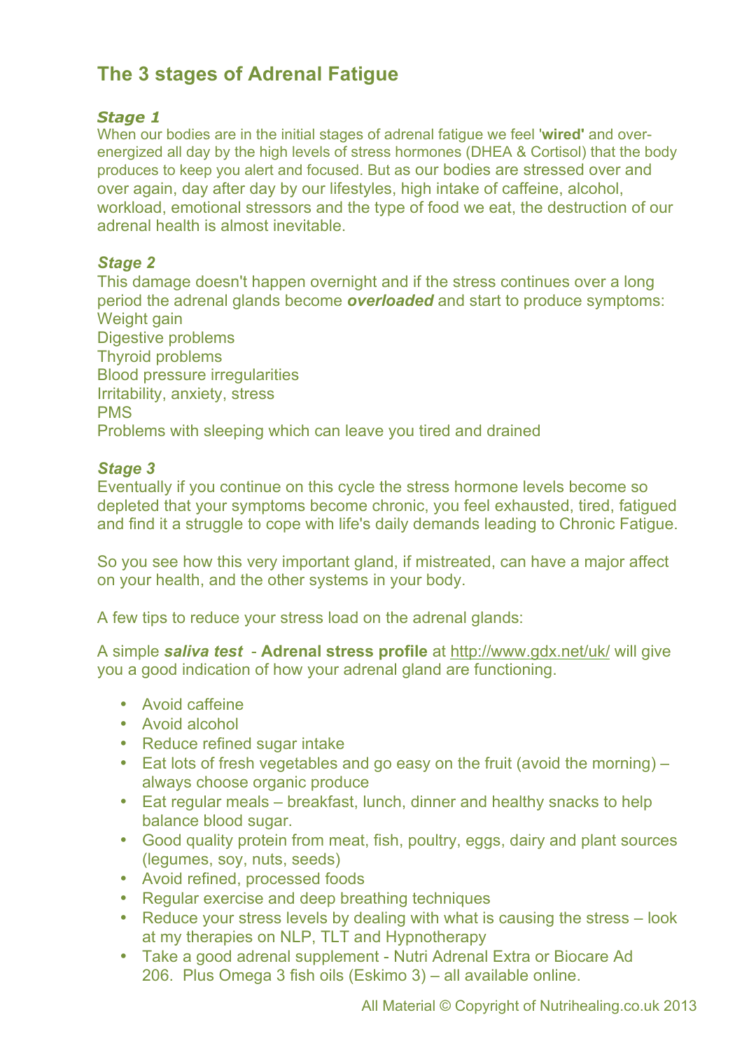## The 3 stages of Adrenal Fatigue

***Stage 1***

When our bodies are in the initial stages of adrenal fatigue we feel '**wired'** and over-energized all day by the high levels of stress hormones (DHEA & Cortisol) that the body produces to keep you alert and focused. But as our bodies are stressed over and over again, day after day by our lifestyles, high intake of caffeine, alcohol, workload, emotional stressors and the type of food we eat, the destruction of our adrenal health is almost inevitable.

***Stage 2***

This damage doesn't happen overnight and if the stress continues over a long period the adrenal glands become ***overloaded*** and start to produce symptoms:
Weight gain
Digestive problems
Thyroid problems
Blood pressure irregularities
Irritability, anxiety, stress
PMS
Problems with sleeping which can leave you tired and drained

***Stage 3***

Eventually if you continue on this cycle the stress hormone levels become so depleted that your symptoms become chronic, you feel exhausted, tired, fatigued and find it a struggle to cope with life's daily demands leading to Chronic Fatigue.

So you see how this very important gland, if mistreated, can have a major affect on your health, and the other systems in your body.

A few tips to reduce your stress load on the adrenal glands:

A simple ***saliva test*** - **Adrenal stress profile** at http://www.gdx.net/uk/ will give you a good indication of how your adrenal gland are functioning.

- Avoid caffeine
- Avoid alcohol
- Reduce refined sugar intake
- Eat lots of fresh vegetables and go easy on the fruit (avoid the morning) – always choose organic produce
- Eat regular meals – breakfast, lunch, dinner and healthy snacks to help balance blood sugar.
- Good quality protein from meat, fish, poultry, eggs, dairy and plant sources (legumes, soy, nuts, seeds)
- Avoid refined, processed foods
- Regular exercise and deep breathing techniques
- Reduce your stress levels by dealing with what is causing the stress – look at my therapies on NLP, TLT and Hypnotherapy
- Take a good adrenal supplement - Nutri Adrenal Extra or Biocare Ad 206. Plus Omega 3 fish oils (Eskimo 3) – all available online.

All Material © Copyright of Nutrihealing.co.uk 2013